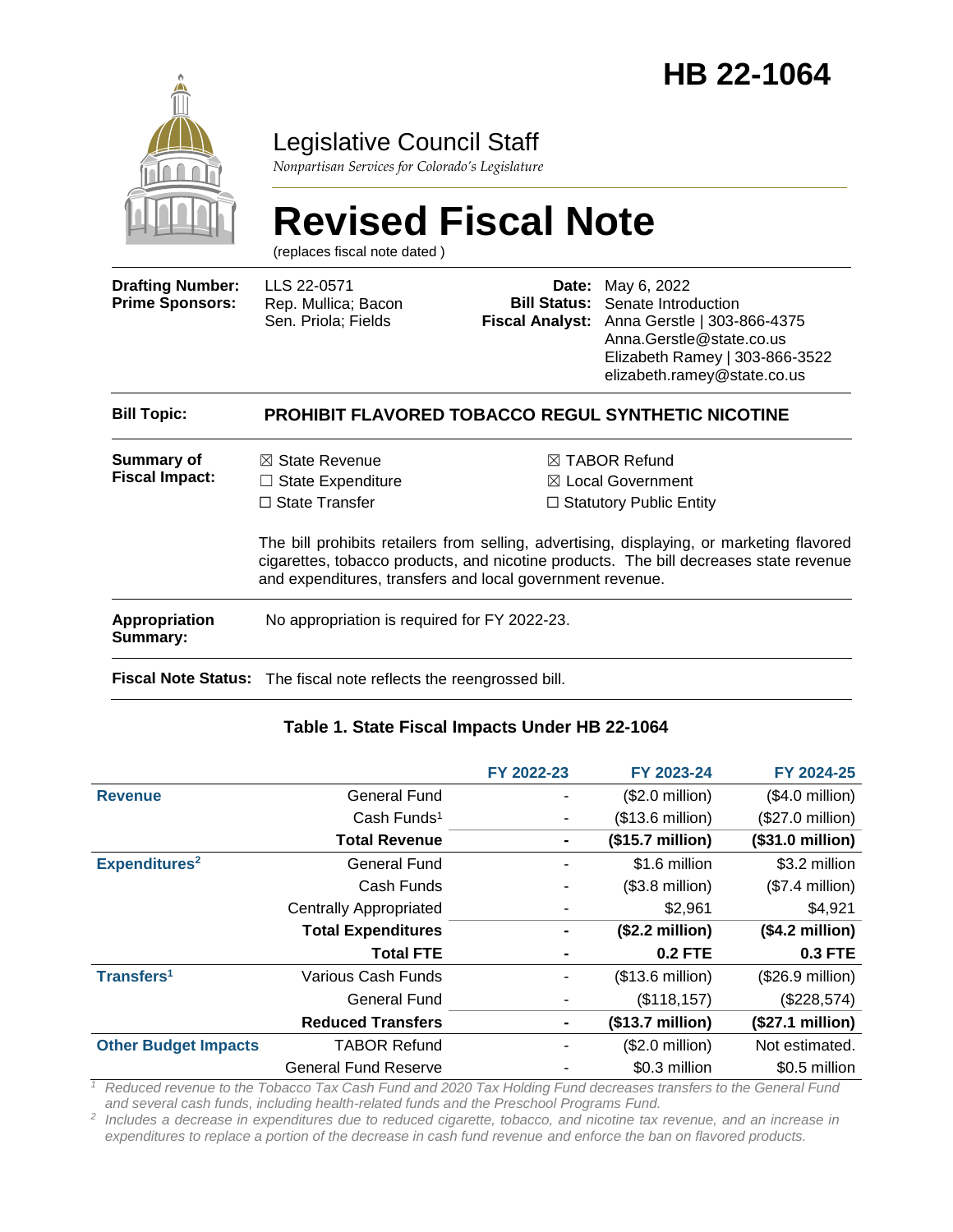# HB 22-1064

## Legislative Council Staff

*Nonpartisan Services for Colorado's Legislature*

# Revised Fiscal Note

(replaces fiscal note dated )

| | | | |
|---|---|---|---|
| **Drafting Number:** | LLS 22-0571 | **Date:** | May 6, 2022 |
| **Prime Sponsors:** | Rep. Mullica; Bacon<br>Sen. Priola; Fields | **Bill Status:** | Senate Introduction |
| | | **Fiscal Analyst:** | Anna Gerstle \| 303-866-4375<br>Anna.Gerstle@state.co.us<br>Elizabeth Ramey \| 303-866-3522<br>elizabeth.ramey@state.co.us |

**Bill Topic:** **PROHIBIT FLAVORED TOBACCO REGUL SYNTHETIC NICOTINE**

**Summary of Fiscal Impact:**

☒ State Revenue
☐ State Expenditure
☐ State Transfer
☒ TABOR Refund
☒ Local Government
☐ Statutory Public Entity

The bill prohibits retailers from selling, advertising, displaying, or marketing flavored cigarettes, tobacco products, and nicotine products. The bill decreases state revenue and expenditures, transfers and local government revenue.

**Appropriation Summary:** No appropriation is required for FY 2022-23.

**Fiscal Note Status:** The fiscal note reflects the reengrossed bill.

### Table 1. State Fiscal Impacts Under HB 22-1064

| | | FY 2022-23 | FY 2023-24 | FY 2024-25 |
|---|---|---|---|---|
| **Revenue** | General Fund | - | ($2.0 million) | ($4.0 million) |
| | Cash Funds[1] | - | ($13.6 million) | ($27.0 million) |
| | **Total Revenue** | **-** | **($15.7 million)** | **($31.0 million)** |
| **Expenditures[2]** | General Fund | - | $1.6 million | $3.2 million |
| | Cash Funds | - | ($3.8 million) | ($7.4 million) |
| | Centrally Appropriated | - | $2,961 | $4,921 |
| | **Total Expenditures** | **-** | **($2.2 million)** | **($4.2 million)** |
| | **Total FTE** | **-** | **0.2 FTE** | **0.3 FTE** |
| **Transfers[1]** | Various Cash Funds | - | ($13.6 million) | ($26.9 million) |
| | General Fund | - | ($118,157) | ($228,574) |
| | **Reduced Transfers** | **-** | **($13.7 million)** | **($27.1 million)** |
| **Other Budget Impacts** | TABOR Refund | - | ($2.0 million) | Not estimated. |
| | General Fund Reserve | - | $0.3 million | $0.5 million |

*[1] Reduced revenue to the Tobacco Tax Cash Fund and 2020 Tax Holding Fund decreases transfers to the General Fund and several cash funds, including health-related funds and the Preschool Programs Fund.*

*[2] Includes a decrease in expenditures due to reduced cigarette, tobacco, and nicotine tax revenue, and an increase in expenditures to replace a portion of the decrease in cash fund revenue and enforce the ban on flavored products.*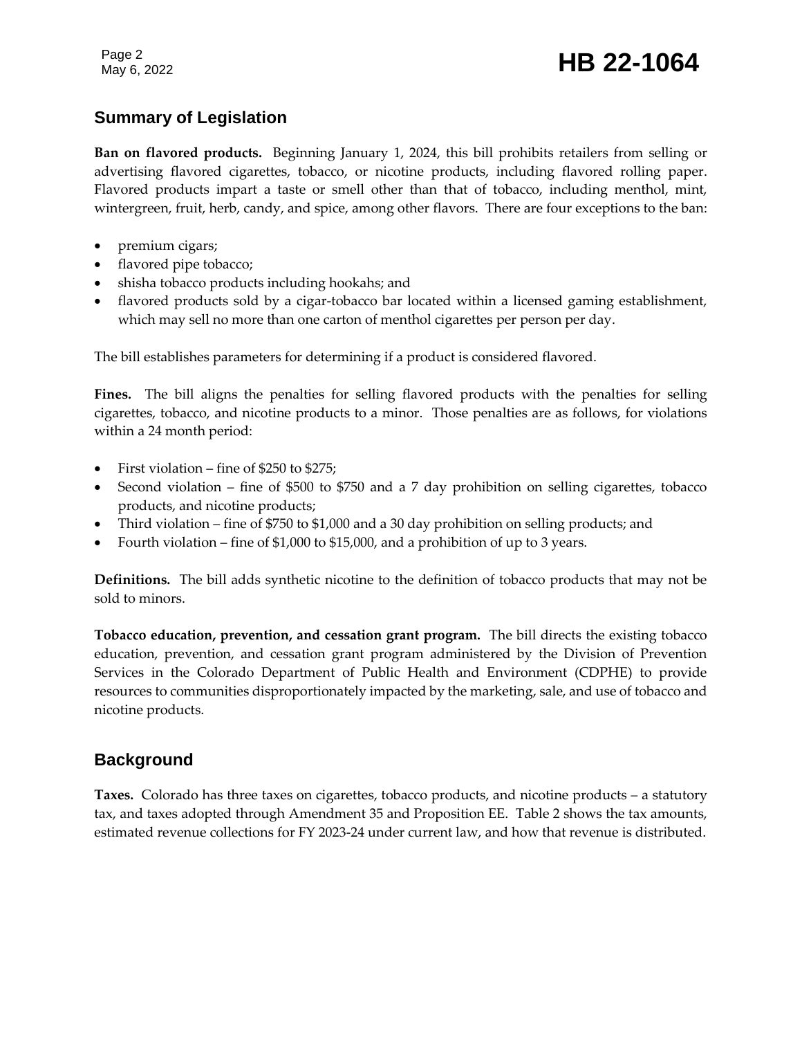## Summary of Legislation

**Ban on flavored products.** Beginning January 1, 2024, this bill prohibits retailers from selling or advertising flavored cigarettes, tobacco, or nicotine products, including flavored rolling paper. Flavored products impart a taste or smell other than that of tobacco, including menthol, mint, wintergreen, fruit, herb, candy, and spice, among other flavors. There are four exceptions to the ban:

- premium cigars;
- flavored pipe tobacco;
- shisha tobacco products including hookahs; and
- flavored products sold by a cigar-tobacco bar located within a licensed gaming establishment, which may sell no more than one carton of menthol cigarettes per person per day.

The bill establishes parameters for determining if a product is considered flavored.

**Fines.** The bill aligns the penalties for selling flavored products with the penalties for selling cigarettes, tobacco, and nicotine products to a minor. Those penalties are as follows, for violations within a 24 month period:

- First violation – fine of $250 to $275;
- Second violation – fine of $500 to $750 and a 7 day prohibition on selling cigarettes, tobacco products, and nicotine products;
- Third violation – fine of $750 to $1,000 and a 30 day prohibition on selling products; and
- Fourth violation – fine of $1,000 to $15,000, and a prohibition of up to 3 years.

**Definitions.** The bill adds synthetic nicotine to the definition of tobacco products that may not be sold to minors.

**Tobacco education, prevention, and cessation grant program.** The bill directs the existing tobacco education, prevention, and cessation grant program administered by the Division of Prevention Services in the Colorado Department of Public Health and Environment (CDPHE) to provide resources to communities disproportionately impacted by the marketing, sale, and use of tobacco and nicotine products.

## Background

**Taxes.** Colorado has three taxes on cigarettes, tobacco products, and nicotine products – a statutory tax, and taxes adopted through Amendment 35 and Proposition EE. Table 2 shows the tax amounts, estimated revenue collections for FY 2023-24 under current law, and how that revenue is distributed.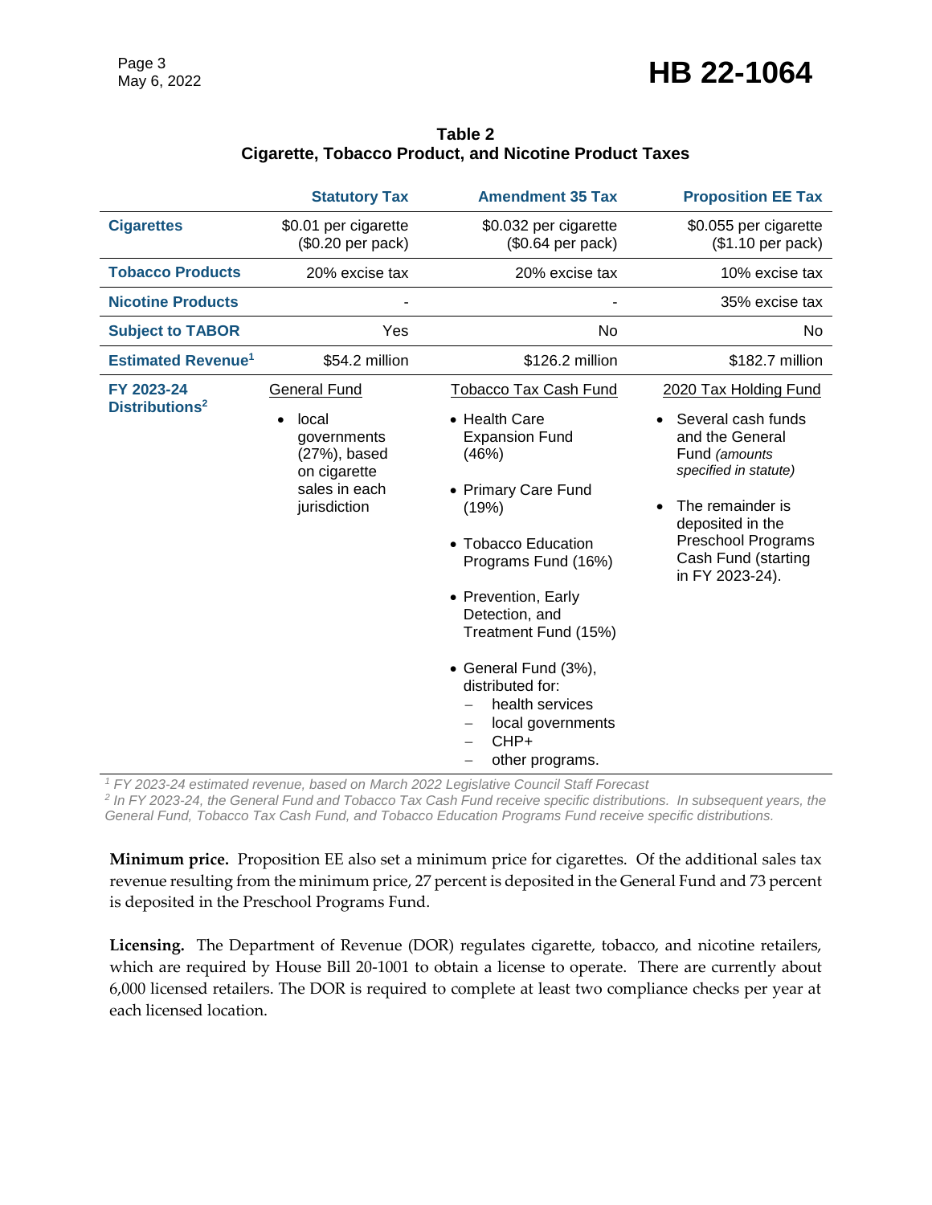**Table 2**
**Cigarette, Tobacco Product, and Nicotine Product Taxes**

| | Statutory Tax | Amendment 35 Tax | Proposition EE Tax |
|---|---|---|---|
| **Cigarettes** | $0.01 per cigarette ($0.20 per pack) | $0.032 per cigarette ($0.64 per pack) | $0.055 per cigarette ($1.10 per pack) |
| **Tobacco Products** | 20% excise tax | 20% excise tax | 10% excise tax |
| **Nicotine Products** | - | - | 35% excise tax |
| **Subject to TABOR** | Yes | No | No |
| **Estimated Revenue**[1] | $54.2 million | $126.2 million | $182.7 million |
| **FY 2023-24 Distributions**[2] | General Fund<br>• local governments (27%), based on cigarette sales in each jurisdiction | Tobacco Tax Cash Fund<br>• Health Care Expansion Fund (46%)<br>• Primary Care Fund (19%)<br>• Tobacco Education Programs Fund (16%)<br>• Prevention, Early Detection, and Treatment Fund (15%)<br>• General Fund (3%), distributed for:<br>– health services<br>– local governments<br>– CHP+<br>– other programs. | 2020 Tax Holding Fund<br>• Several cash funds and the General Fund *(amounts specified in statute)*<br>• The remainder is deposited in the Preschool Programs Cash Fund (starting in FY 2023-24). |

*[1] FY 2023-24 estimated revenue, based on March 2022 Legislative Council Staff Forecast*
*[2] In FY 2023-24, the General Fund and Tobacco Tax Cash Fund receive specific distributions. In subsequent years, the General Fund, Tobacco Tax Cash Fund, and Tobacco Education Programs Fund receive specific distributions.*

**Minimum price.** Proposition EE also set a minimum price for cigarettes. Of the additional sales tax revenue resulting from the minimum price, 27 percent is deposited in the General Fund and 73 percent is deposited in the Preschool Programs Fund.

**Licensing.** The Department of Revenue (DOR) regulates cigarette, tobacco, and nicotine retailers, which are required by House Bill 20-1001 to obtain a license to operate. There are currently about 6,000 licensed retailers. The DOR is required to complete at least two compliance checks per year at each licensed location.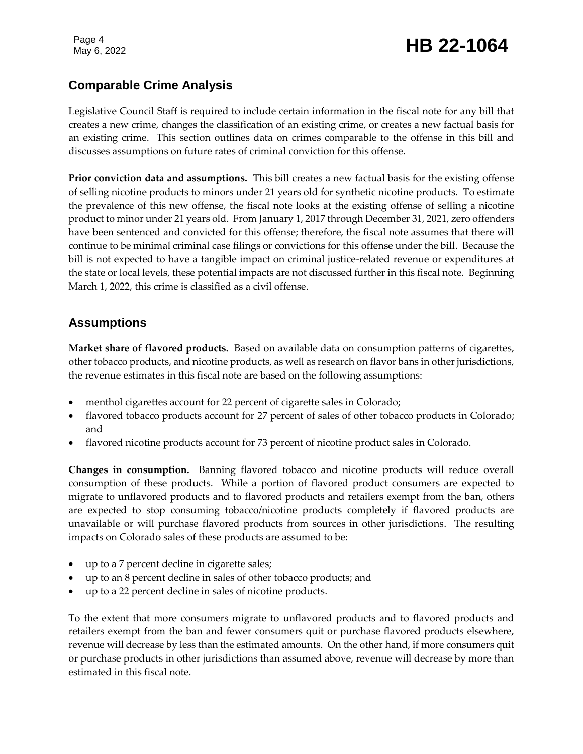## Comparable Crime Analysis

Legislative Council Staff is required to include certain information in the fiscal note for any bill that creates a new crime, changes the classification of an existing crime, or creates a new factual basis for an existing crime. This section outlines data on crimes comparable to the offense in this bill and discusses assumptions on future rates of criminal conviction for this offense.

**Prior conviction data and assumptions.** This bill creates a new factual basis for the existing offense of selling nicotine products to minors under 21 years old for synthetic nicotine products. To estimate the prevalence of this new offense, the fiscal note looks at the existing offense of selling a nicotine product to minor under 21 years old. From January 1, 2017 through December 31, 2021, zero offenders have been sentenced and convicted for this offense; therefore, the fiscal note assumes that there will continue to be minimal criminal case filings or convictions for this offense under the bill. Because the bill is not expected to have a tangible impact on criminal justice-related revenue or expenditures at the state or local levels, these potential impacts are not discussed further in this fiscal note. Beginning March 1, 2022, this crime is classified as a civil offense.

## Assumptions

**Market share of flavored products.** Based on available data on consumption patterns of cigarettes, other tobacco products, and nicotine products, as well as research on flavor bans in other jurisdictions, the revenue estimates in this fiscal note are based on the following assumptions:

- menthol cigarettes account for 22 percent of cigarette sales in Colorado;
- flavored tobacco products account for 27 percent of sales of other tobacco products in Colorado; and
- flavored nicotine products account for 73 percent of nicotine product sales in Colorado.

**Changes in consumption.** Banning flavored tobacco and nicotine products will reduce overall consumption of these products. While a portion of flavored product consumers are expected to migrate to unflavored products and to flavored products and retailers exempt from the ban, others are expected to stop consuming tobacco/nicotine products completely if flavored products are unavailable or will purchase flavored products from sources in other jurisdictions. The resulting impacts on Colorado sales of these products are assumed to be:

- up to a 7 percent decline in cigarette sales;
- up to an 8 percent decline in sales of other tobacco products; and
- up to a 22 percent decline in sales of nicotine products.

To the extent that more consumers migrate to unflavored products and to flavored products and retailers exempt from the ban and fewer consumers quit or purchase flavored products elsewhere, revenue will decrease by less than the estimated amounts. On the other hand, if more consumers quit or purchase products in other jurisdictions than assumed above, revenue will decrease by more than estimated in this fiscal note.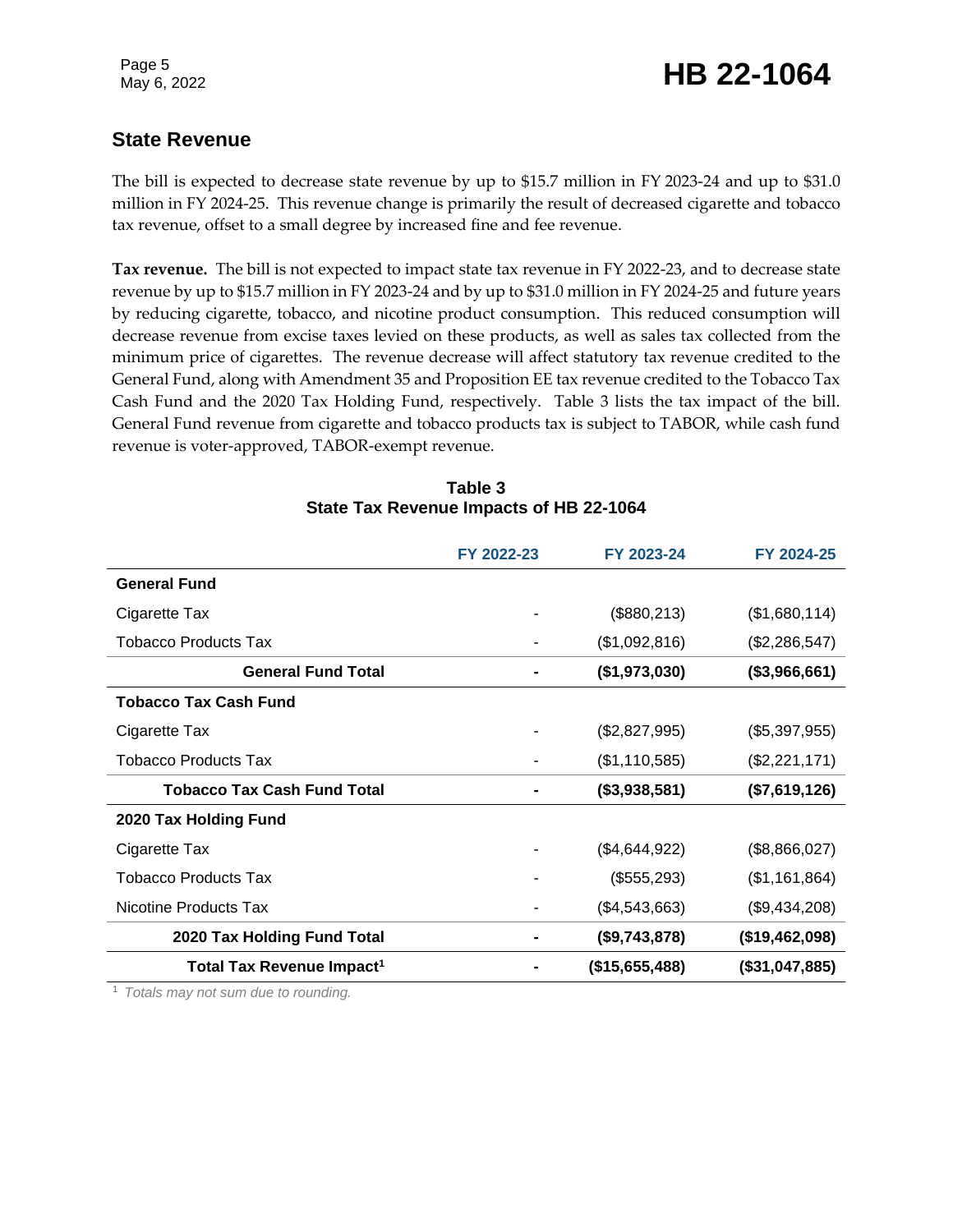## State Revenue

The bill is expected to decrease state revenue by up to $15.7 million in FY 2023-24 and up to $31.0 million in FY 2024-25. This revenue change is primarily the result of decreased cigarette and tobacco tax revenue, offset to a small degree by increased fine and fee revenue.

**Tax revenue.** The bill is not expected to impact state tax revenue in FY 2022-23, and to decrease state revenue by up to $15.7 million in FY 2023-24 and by up to $31.0 million in FY 2024-25 and future years by reducing cigarette, tobacco, and nicotine product consumption. This reduced consumption will decrease revenue from excise taxes levied on these products, as well as sales tax collected from the minimum price of cigarettes. The revenue decrease will affect statutory tax revenue credited to the General Fund, along with Amendment 35 and Proposition EE tax revenue credited to the Tobacco Tax Cash Fund and the 2020 Tax Holding Fund, respectively. Table 3 lists the tax impact of the bill. General Fund revenue from cigarette and tobacco products tax is subject to TABOR, while cash fund revenue is voter-approved, TABOR-exempt revenue.

**Table 3**
**State Tax Revenue Impacts of HB 22-1064**

| | FY 2022-23 | FY 2023-24 | FY 2024-25 |
|---|---|---|---|
| **General Fund** | | | |
| Cigarette Tax | - | ($880,213) | ($1,680,114) |
| Tobacco Products Tax | - | ($1,092,816) | ($2,286,547) |
| **General Fund Total** | **-** | **($1,973,030)** | **($3,966,661)** |
| **Tobacco Tax Cash Fund** | | | |
| Cigarette Tax | - | ($2,827,995) | ($5,397,955) |
| Tobacco Products Tax | - | ($1,110,585) | ($2,221,171) |
| **Tobacco Tax Cash Fund Total** | **-** | **($3,938,581)** | **($7,619,126)** |
| **2020 Tax Holding Fund** | | | |
| Cigarette Tax | - | ($4,644,922) | ($8,866,027) |
| Tobacco Products Tax | - | ($555,293) | ($1,161,864) |
| Nicotine Products Tax | - | ($4,543,663) | ($9,434,208) |
| **2020 Tax Holding Fund Total** | **-** | **($9,743,878)** | **($19,462,098)** |
| **Total Tax Revenue Impact[1]** | **-** | **($15,655,488)** | **($31,047,885)** |

[1] *Totals may not sum due to rounding.*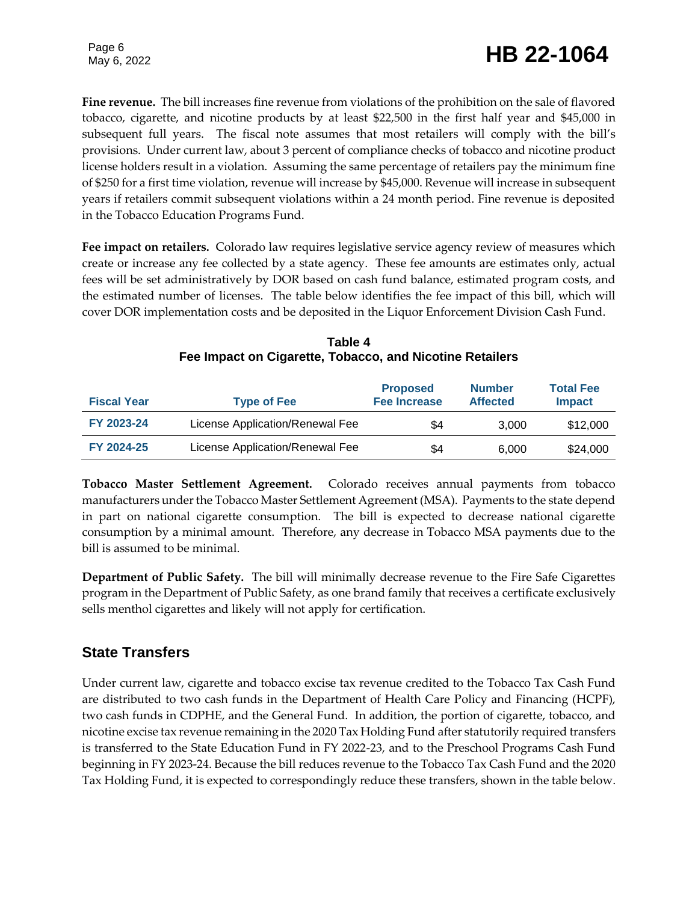**Fine revenue.** The bill increases fine revenue from violations of the prohibition on the sale of flavored tobacco, cigarette, and nicotine products by at least $22,500 in the first half year and $45,000 in subsequent full years. The fiscal note assumes that most retailers will comply with the bill's provisions. Under current law, about 3 percent of compliance checks of tobacco and nicotine product license holders result in a violation. Assuming the same percentage of retailers pay the minimum fine of $250 for a first time violation, revenue will increase by $45,000. Revenue will increase in subsequent years if retailers commit subsequent violations within a 24 month period. Fine revenue is deposited in the Tobacco Education Programs Fund.

**Fee impact on retailers.** Colorado law requires legislative service agency review of measures which create or increase any fee collected by a state agency. These fee amounts are estimates only, actual fees will be set administratively by DOR based on cash fund balance, estimated program costs, and the estimated number of licenses. The table below identifies the fee impact of this bill, which will cover DOR implementation costs and be deposited in the Liquor Enforcement Division Cash Fund.

**Table 4**
**Fee Impact on Cigarette, Tobacco, and Nicotine Retailers**

| Fiscal Year | Type of Fee | Proposed Fee Increase | Number Affected | Total Fee Impact |
|---|---|---|---|---|
| FY 2023-24 | License Application/Renewal Fee | $4 | 3,000 | $12,000 |
| FY 2024-25 | License Application/Renewal Fee | $4 | 6,000 | $24,000 |

**Tobacco Master Settlement Agreement.** Colorado receives annual payments from tobacco manufacturers under the Tobacco Master Settlement Agreement (MSA). Payments to the state depend in part on national cigarette consumption. The bill is expected to decrease national cigarette consumption by a minimal amount. Therefore, any decrease in Tobacco MSA payments due to the bill is assumed to be minimal.

**Department of Public Safety.** The bill will minimally decrease revenue to the Fire Safe Cigarettes program in the Department of Public Safety, as one brand family that receives a certificate exclusively sells menthol cigarettes and likely will not apply for certification.

## State Transfers

Under current law, cigarette and tobacco excise tax revenue credited to the Tobacco Tax Cash Fund are distributed to two cash funds in the Department of Health Care Policy and Financing (HCPF), two cash funds in CDPHE, and the General Fund. In addition, the portion of cigarette, tobacco, and nicotine excise tax revenue remaining in the 2020 Tax Holding Fund after statutorily required transfers is transferred to the State Education Fund in FY 2022-23, and to the Preschool Programs Cash Fund beginning in FY 2023-24. Because the bill reduces revenue to the Tobacco Tax Cash Fund and the 2020 Tax Holding Fund, it is expected to correspondingly reduce these transfers, shown in the table below.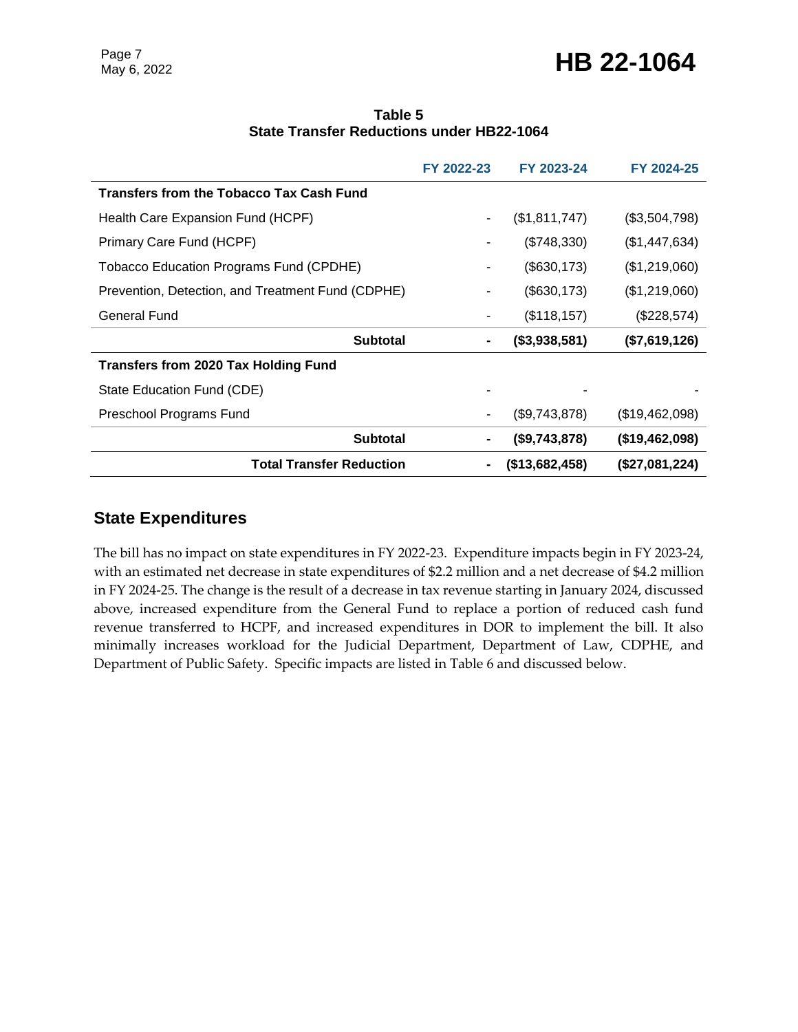**Table 5**
**State Transfer Reductions under HB22-1064**

| | FY 2022-23 | FY 2023-24 | FY 2024-25 |
|---|---|---|---|
| **Transfers from the Tobacco Tax Cash Fund** | | | |
| Health Care Expansion Fund (HCPF) | - | ($1,811,747) | ($3,504,798) |
| Primary Care Fund (HCPF) | - | ($748,330) | ($1,447,634) |
| Tobacco Education Programs Fund (CPDHE) | - | ($630,173) | ($1,219,060) |
| Prevention, Detection, and Treatment Fund (CDPHE) | - | ($630,173) | ($1,219,060) |
| General Fund | - | ($118,157) | ($228,574) |
| **Subtotal** | **-** | **($3,938,581)** | **($7,619,126)** |
| **Transfers from 2020 Tax Holding Fund** | | | |
| State Education Fund (CDE) | - | - | - |
| Preschool Programs Fund | - | ($9,743,878) | ($19,462,098) |
| **Subtotal** | **-** | **($9,743,878)** | **($19,462,098)** |
| **Total Transfer Reduction** | **-** | **($13,682,458)** | **($27,081,224)** |

## State Expenditures

The bill has no impact on state expenditures in FY 2022-23. Expenditure impacts begin in FY 2023-24, with an estimated net decrease in state expenditures of $2.2 million and a net decrease of $4.2 million in FY 2024-25. The change is the result of a decrease in tax revenue starting in January 2024, discussed above, increased expenditure from the General Fund to replace a portion of reduced cash fund revenue transferred to HCPF, and increased expenditures in DOR to implement the bill. It also minimally increases workload for the Judicial Department, Department of Law, CDPHE, and Department of Public Safety. Specific impacts are listed in Table 6 and discussed below.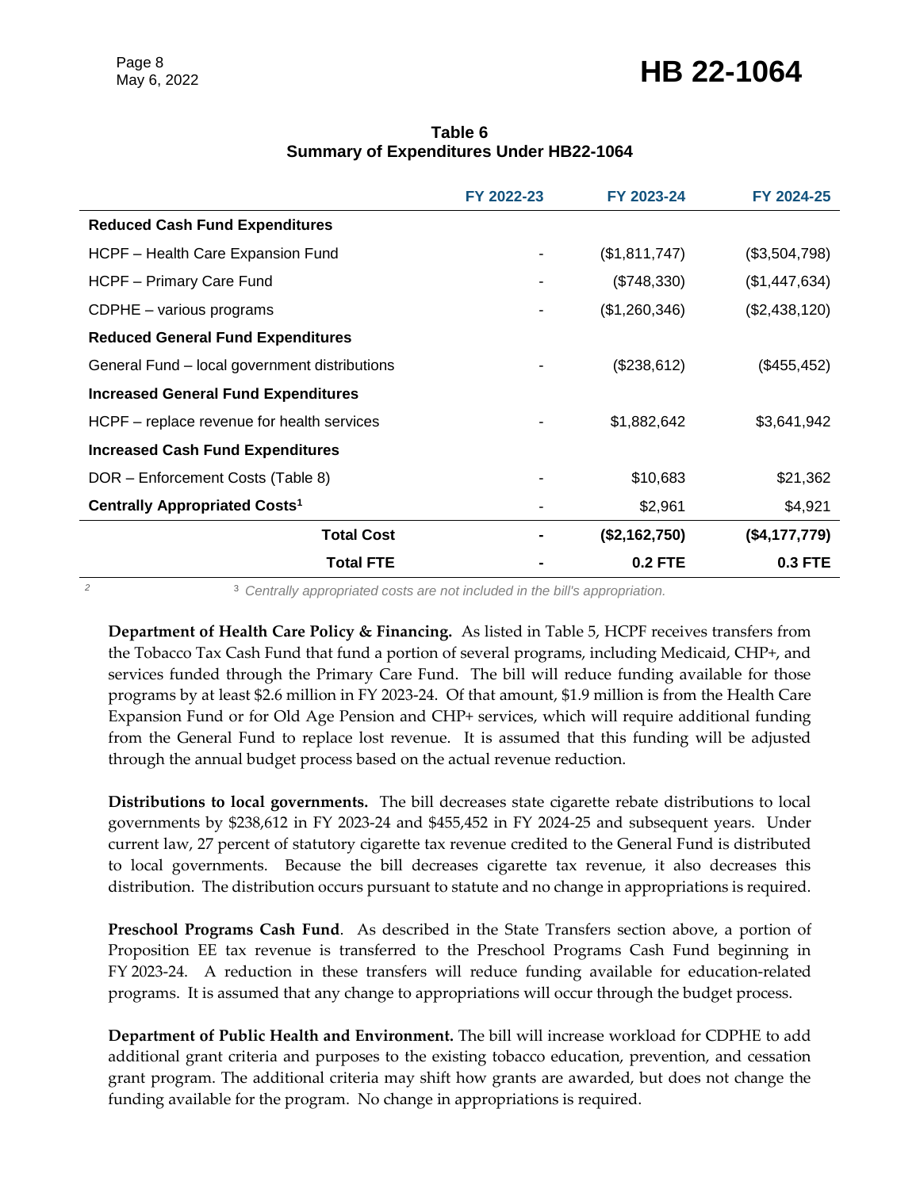**Table 6**
**Summary of Expenditures Under HB22-1064**

| | FY 2022-23 | FY 2023-24 | FY 2024-25 |
|---|---|---|---|
| **Reduced Cash Fund Expenditures** | | | |
| HCPF – Health Care Expansion Fund | - | ($1,811,747) | ($3,504,798) |
| HCPF – Primary Care Fund | - | ($748,330) | ($1,447,634) |
| CDPHE – various programs | - | ($1,260,346) | ($2,438,120) |
| **Reduced General Fund Expenditures** | | | |
| General Fund – local government distributions | - | ($238,612) | ($455,452) |
| **Increased General Fund Expenditures** | | | |
| HCPF – replace revenue for health services | - | $1,882,642 | $3,641,942 |
| **Increased Cash Fund Expenditures** | | | |
| DOR – Enforcement Costs (Table 8) | - | $10,683 | $21,362 |
| **Centrally Appropriated Costs[1]** | - | $2,961 | $4,921 |
| **Total Cost** | **-** | **($2,162,750)** | **($4,177,779)** |
| **Total FTE** | **-** | **0.2 FTE** | **0.3 FTE** |

[2] [3] *Centrally appropriated costs are not included in the bill's appropriation.*

**Department of Health Care Policy & Financing.** As listed in Table 5, HCPF receives transfers from the Tobacco Tax Cash Fund that fund a portion of several programs, including Medicaid, CHP+, and services funded through the Primary Care Fund. The bill will reduce funding available for those programs by at least $2.6 million in FY 2023-24. Of that amount, $1.9 million is from the Health Care Expansion Fund or for Old Age Pension and CHP+ services, which will require additional funding from the General Fund to replace lost revenue. It is assumed that this funding will be adjusted through the annual budget process based on the actual revenue reduction.

**Distributions to local governments.** The bill decreases state cigarette rebate distributions to local governments by $238,612 in FY 2023-24 and $455,452 in FY 2024-25 and subsequent years. Under current law, 27 percent of statutory cigarette tax revenue credited to the General Fund is distributed to local governments. Because the bill decreases cigarette tax revenue, it also decreases this distribution. The distribution occurs pursuant to statute and no change in appropriations is required.

**Preschool Programs Cash Fund**. As described in the State Transfers section above, a portion of Proposition EE tax revenue is transferred to the Preschool Programs Cash Fund beginning in FY 2023-24. A reduction in these transfers will reduce funding available for education-related programs. It is assumed that any change to appropriations will occur through the budget process.

**Department of Public Health and Environment.** The bill will increase workload for CDPHE to add additional grant criteria and purposes to the existing tobacco education, prevention, and cessation grant program. The additional criteria may shift how grants are awarded, but does not change the funding available for the program. No change in appropriations is required.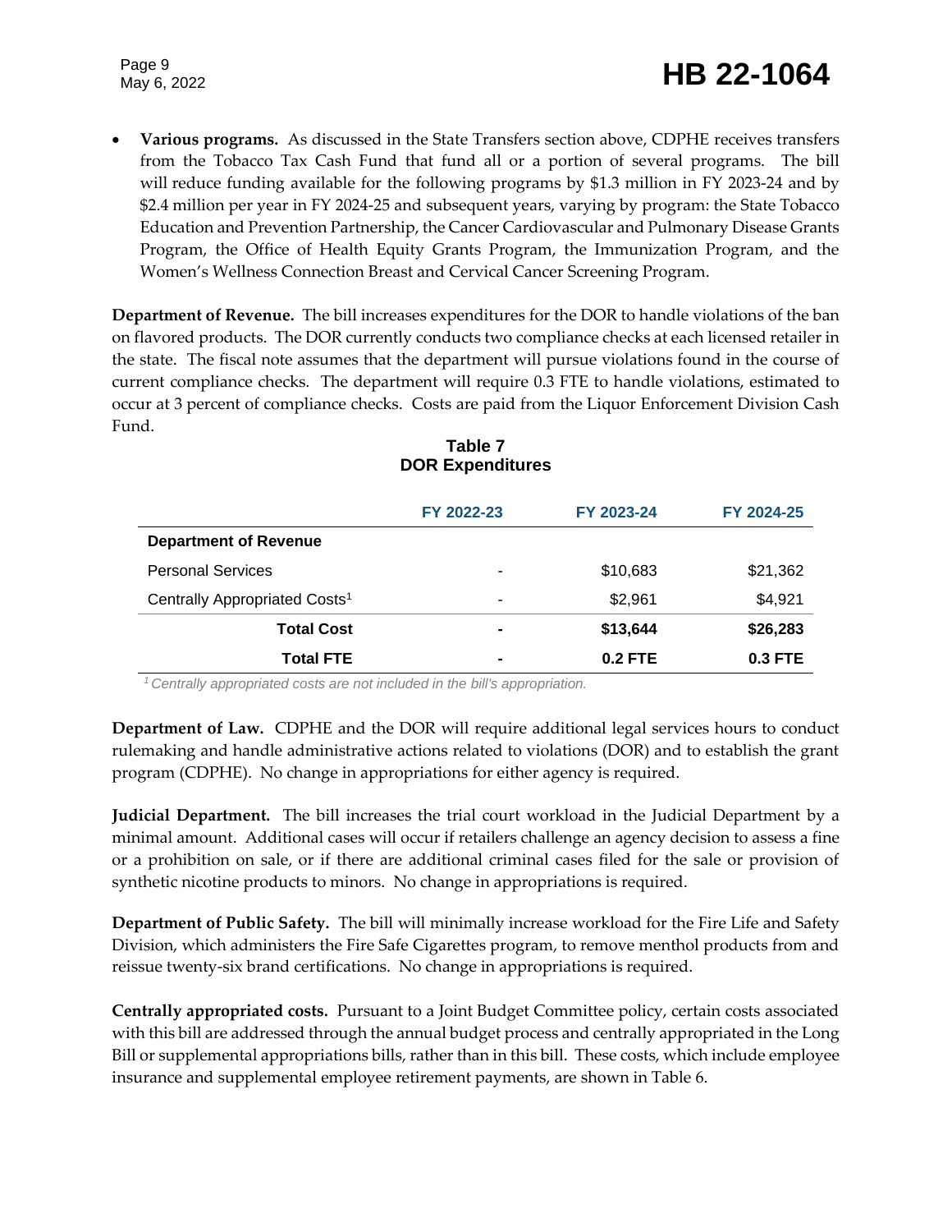- **Various programs.** As discussed in the State Transfers section above, CDPHE receives transfers from the Tobacco Tax Cash Fund that fund all or a portion of several programs. The bill will reduce funding available for the following programs by $1.3 million in FY 2023-24 and by $2.4 million per year in FY 2024-25 and subsequent years, varying by program: the State Tobacco Education and Prevention Partnership, the Cancer Cardiovascular and Pulmonary Disease Grants Program, the Office of Health Equity Grants Program, the Immunization Program, and the Women's Wellness Connection Breast and Cervical Cancer Screening Program.

**Department of Revenue.** The bill increases expenditures for the DOR to handle violations of the ban on flavored products. The DOR currently conducts two compliance checks at each licensed retailer in the state. The fiscal note assumes that the department will pursue violations found in the course of current compliance checks. The department will require 0.3 FTE to handle violations, estimated to occur at 3 percent of compliance checks. Costs are paid from the Liquor Enforcement Division Cash Fund.

**Table 7**
**DOR Expenditures**

| | FY 2022-23 | FY 2023-24 | FY 2024-25 |
|---|---|---|---|
| **Department of Revenue** | | | |
| Personal Services | - | $10,683 | $21,362 |
| Centrally Appropriated Costs[1] | - | $2,961 | $4,921 |
| **Total Cost** | **-** | **$13,644** | **$26,283** |
| **Total FTE** | **-** | **0.2 FTE** | **0.3 FTE** |

*[1] Centrally appropriated costs are not included in the bill's appropriation.*

**Department of Law.** CDPHE and the DOR will require additional legal services hours to conduct rulemaking and handle administrative actions related to violations (DOR) and to establish the grant program (CDPHE). No change in appropriations for either agency is required.

**Judicial Department.** The bill increases the trial court workload in the Judicial Department by a minimal amount. Additional cases will occur if retailers challenge an agency decision to assess a fine or a prohibition on sale, or if there are additional criminal cases filed for the sale or provision of synthetic nicotine products to minors. No change in appropriations is required.

**Department of Public Safety.** The bill will minimally increase workload for the Fire Life and Safety Division, which administers the Fire Safe Cigarettes program, to remove menthol products from and reissue twenty-six brand certifications. No change in appropriations is required.

**Centrally appropriated costs.** Pursuant to a Joint Budget Committee policy, certain costs associated with this bill are addressed through the annual budget process and centrally appropriated in the Long Bill or supplemental appropriations bills, rather than in this bill. These costs, which include employee insurance and supplemental employee retirement payments, are shown in Table 6.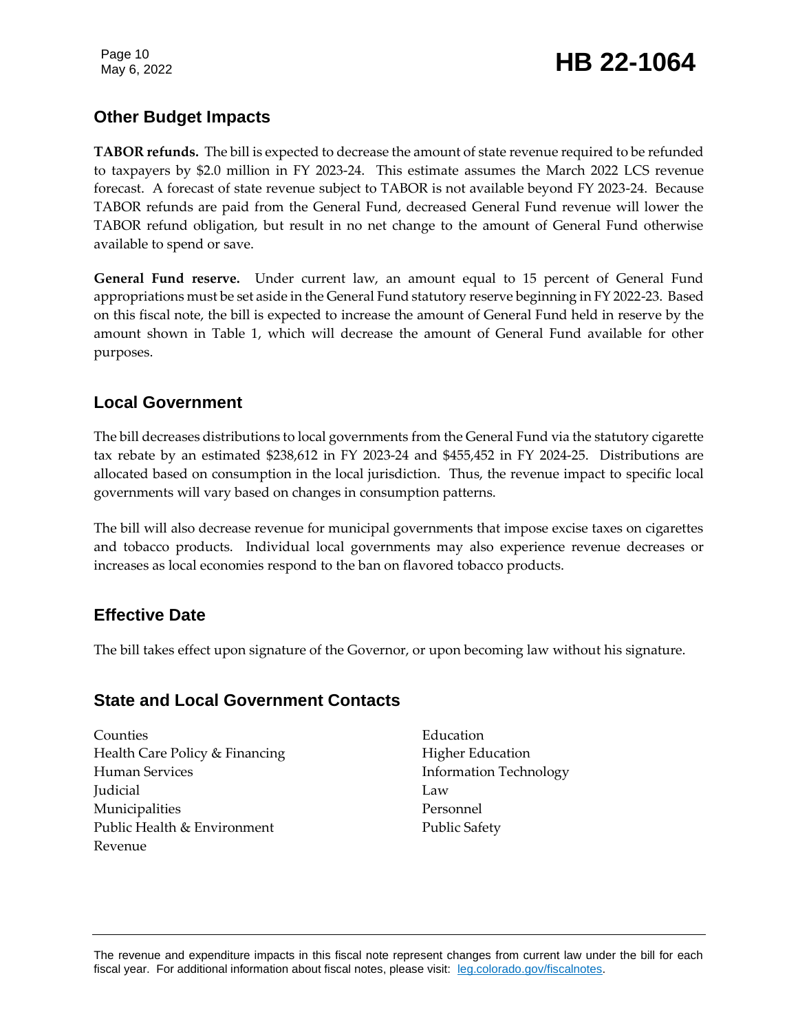## Other Budget Impacts

**TABOR refunds.** The bill is expected to decrease the amount of state revenue required to be refunded to taxpayers by $2.0 million in FY 2023-24. This estimate assumes the March 2022 LCS revenue forecast. A forecast of state revenue subject to TABOR is not available beyond FY 2023-24. Because TABOR refunds are paid from the General Fund, decreased General Fund revenue will lower the TABOR refund obligation, but result in no net change to the amount of General Fund otherwise available to spend or save.

**General Fund reserve.** Under current law, an amount equal to 15 percent of General Fund appropriations must be set aside in the General Fund statutory reserve beginning in FY 2022-23. Based on this fiscal note, the bill is expected to increase the amount of General Fund held in reserve by the amount shown in Table 1, which will decrease the amount of General Fund available for other purposes.

## Local Government

The bill decreases distributions to local governments from the General Fund via the statutory cigarette tax rebate by an estimated $238,612 in FY 2023-24 and $455,452 in FY 2024-25. Distributions are allocated based on consumption in the local jurisdiction. Thus, the revenue impact to specific local governments will vary based on changes in consumption patterns.

The bill will also decrease revenue for municipal governments that impose excise taxes on cigarettes and tobacco products. Individual local governments may also experience revenue decreases or increases as local economies respond to the ban on flavored tobacco products.

## Effective Date

The bill takes effect upon signature of the Governor, or upon becoming law without his signature.

## State and Local Government Contacts

Counties
Health Care Policy & Financing
Human Services
Judicial
Municipalities
Public Health & Environment
Revenue
Education
Higher Education
Information Technology
Law
Personnel
Public Safety

The revenue and expenditure impacts in this fiscal note represent changes from current law under the bill for each fiscal year. For additional information about fiscal notes, please visit: leg.colorado.gov/fiscalnotes.